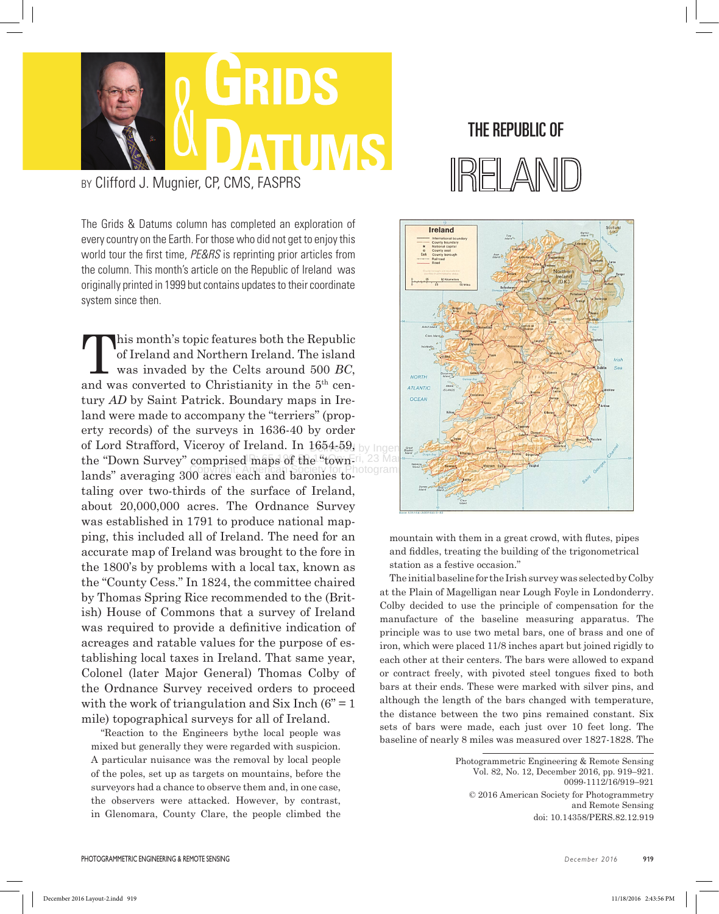# Grids & Datums

BY Clifford J. Mugnier, CP, CMS, FASPRS

## The Republic of Ireland

The Grids & Datums column has completed an exploration of every country on the Earth. For those who did not get to enjoy this world tour the first time, *PE&RS* is reprinting prior articles from the column. This month's article on the Republic of Ireland was originally printed in 1999 but contains updates to their coordinate system since then.

This month's topic features both the Republic of Ireland and Northern Ireland. The island was invaded by the Celts around 500 *BC*, and was converted to Christianity in the 5th century *AD* by Saint Patrick. Boundary maps in Ireland were made to accompany the "terriers" (property records) of the surveys in 1636-40 by order of Lord Strafford, Viceroy of Ireland. In 1654-59, the "Down Survey" comprised maps of the "townlands" averaging 300 acres each and baronies totaling over two-thirds of the surface of Ireland, about 20,000,000 acres. The Ordnance Survey was established in 1791 to produce national mapping, this included all of Ireland. The need for an accurate map of Ireland was brought to the fore in the 1800's by problems with a local tax, known as the "County Cess." In 1824, the committee chaired by Thomas Spring Rice recommended to the (British) House of Commons that a survey of Ireland was required to provide a definitive indication of acreages and ratable values for the purpose of establishing local taxes in Ireland. That same year, Colonel (later Major General) Thomas Colby of the Ordnance Survey received orders to proceed with the work of triangulation and Six Inch (6" = 1 mile) topographical surveys for all of Ireland.

> "Reaction to the Engineers bythe local people was mixed but generally they were regarded with suspicion. A particular nuisance was the removal by local people of the poles, set up as targets on mountains, before the surveyors had a chance to observe them and, in one case, the observers were attacked. However, by contrast, in Glenomara, County Clare, the people climbed the mountain with them in a great crowd, with flutes, pipes and fiddles, treating the building of the trigonometrical station as a festive occasion."

The initial baseline for the Irish survey was selected by Colby at the Plain of Magelligan near Lough Foyle in Londonderry. Colby decided to use the principle of compensation for the manufacture of the baseline measuring apparatus. The principle was to use two metal bars, one of brass and one of iron, which were placed 11/8 inches apart but joined rigidly to each other at their centers. The bars were allowed to expand or contract freely, with pivoted steel tongues fixed to both bars at their ends. These were marked with silver pins, and although the length of the bars changed with temperature, the distance between the two pins remained constant. Six sets of bars were made, each just over 10 feet long. The baseline of nearly 8 miles was measured over 1827-1828. The

Photogrammetric Engineering & Remote Sensing
Vol. 82, No. 12, December 2016, pp. 919–921.
0099-1112/16/919–921

© 2016 American Society for Photogrammetry and Remote Sensing
doi: 10.14358/PERS.82.12.919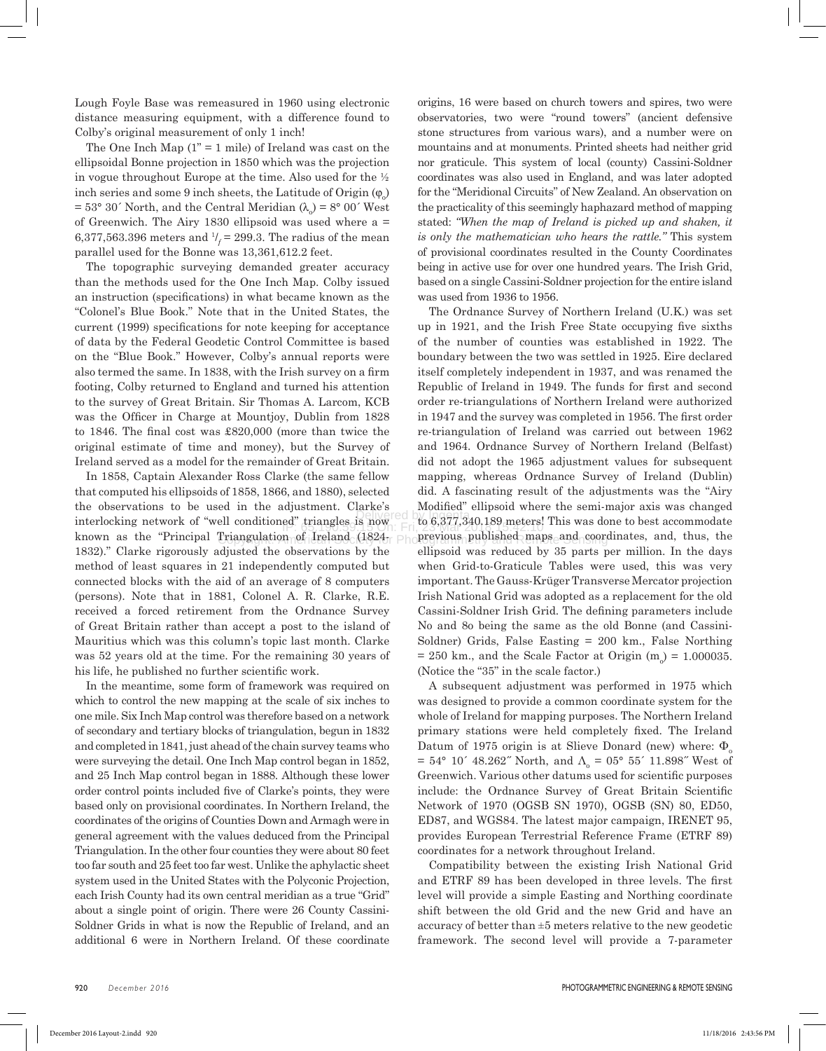Lough Foyle Base was remeasured in 1960 using electronic distance measuring equipment, with a difference found to Colby's original measurement of only 1 inch!

The One Inch Map (1" = 1 mile) of Ireland was cast on the ellipsoidal Bonne projection in 1850 which was the projection in vogue throughout Europe at the time. Also used for the ½ inch series and some 9 inch sheets, the Latitude of Origin ($\varphi_o$) = 53° 30´ North, and the Central Meridian ($\lambda_o$) = 8° 00´ West of Greenwich. The Airy 1830 ellipsoid was used where a = 6,377,563.396 meters and $^1/_f$ = 299.3. The radius of the mean parallel used for the Bonne was 13,361,612.2 feet.

The topographic surveying demanded greater accuracy than the methods used for the One Inch Map. Colby issued an instruction (specifications) in what became known as the "Colonel's Blue Book." Note that in the United States, the current (1999) specifications for note keeping for acceptance of data by the Federal Geodetic Control Committee is based on the "Blue Book." However, Colby's annual reports were also termed the same. In 1838, with the Irish survey on a firm footing, Colby returned to England and turned his attention to the survey of Great Britain. Sir Thomas A. Larcom, KCB was the Officer in Charge at Mountjoy, Dublin from 1828 to 1846. The final cost was £820,000 (more than twice the original estimate of time and money), but the Survey of Ireland served as a model for the remainder of Great Britain.

In 1858, Captain Alexander Ross Clarke (the same fellow that computed his ellipsoids of 1858, 1866, and 1880), selected the observations to be used in the adjustment. Clarke's interlocking network of "well conditioned" triangles is now known as the "Principal Triangulation of Ireland (1824-1832)." Clarke rigorously adjusted the observations by the method of least squares in 21 independently computed but connected blocks with the aid of an average of 8 computers (persons). Note that in 1881, Colonel A. R. Clarke, R.E. received a forced retirement from the Ordnance Survey of Great Britain rather than accept a post to the island of Mauritius which was this column's topic last month. Clarke was 52 years old at the time. For the remaining 30 years of his life, he published no further scientific work.

In the meantime, some form of framework was required on which to control the new mapping at the scale of six inches to one mile. Six Inch Map control was therefore based on a network of secondary and tertiary blocks of triangulation, begun in 1832 and completed in 1841, just ahead of the chain survey teams who were surveying the detail. One Inch Map control began in 1852, and 25 Inch Map control began in 1888. Although these lower order control points included five of Clarke's points, they were based only on provisional coordinates. In Northern Ireland, the coordinates of the origins of Counties Down and Armagh were in general agreement with the values deduced from the Principal Triangulation. In the other four counties they were about 80 feet too far south and 25 feet too far west. Unlike the aphylactic sheet system used in the United States with the Polyconic Projection, each Irish County had its own central meridian as a true "Grid" about a single point of origin. There were 26 County Cassini-Soldner Grids in what is now the Republic of Ireland, and an additional 6 were in Northern Ireland. Of these coordinate origins, 16 were based on church towers and spires, two were observatories, two were "round towers" (ancient defensive stone structures from various wars), and a number were on mountains and at monuments. Printed sheets had neither grid nor graticule. This system of local (county) Cassini-Soldner coordinates was also used in England, and was later adopted for the "Meridional Circuits" of New Zealand. An observation on the practicality of this seemingly haphazard method of mapping stated: *"When the map of Ireland is picked up and shaken, it is only the mathematician who hears the rattle."* This system of provisional coordinates resulted in the County Coordinates being in active use for over one hundred years. The Irish Grid, based on a single Cassini-Soldner projection for the entire island was used from 1936 to 1956.

The Ordnance Survey of Northern Ireland (U.K.) was set up in 1921, and the Irish Free State occupying five sixths of the number of counties was established in 1922. The boundary between the two was settled in 1925. Eire declared itself completely independent in 1937, and was renamed the Republic of Ireland in 1949. The funds for first and second order re-triangulations of Northern Ireland were authorized in 1947 and the survey was completed in 1956. The first order re-triangulation of Ireland was carried out between 1962 and 1964. Ordnance Survey of Northern Ireland (Belfast) did not adopt the 1965 adjustment values for subsequent mapping, whereas Ordnance Survey of Ireland (Dublin) did. A fascinating result of the adjustments was the "Airy Modified" ellipsoid where the semi-major axis was changed to 6,377,340.189 meters! This was done to best accommodate previous published maps and coordinates, and, thus, the ellipsoid was reduced by 35 parts per million. In the days when Grid-to-Graticule Tables were used, this was very important. The Gauss-Krüger Transverse Mercator projection Irish National Grid was adopted as a replacement for the old Cassini-Soldner Irish Grid. The defining parameters include No and 8o being the same as the old Bonne (and Cassini-Soldner) Grids, False Easting = 200 km., False Northing = 250 km., and the Scale Factor at Origin ($m_o$) = 1.000035. (Notice the "35" in the scale factor.)

A subsequent adjustment was performed in 1975 which was designed to provide a common coordinate system for the whole of Ireland for mapping purposes. The Northern Ireland primary stations were held completely fixed. The Ireland Datum of 1975 origin is at Slieve Donard (new) where: $\Phi_o$ = 54° 10´ 48.262˝ North, and $\Lambda_o$ = 05° 55´ 11.898˝ West of Greenwich. Various other datums used for scientific purposes include: the Ordnance Survey of Great Britain Scientific Network of 1970 (OGSB SN 1970), OGSB (SN) 80, ED50, ED87, and WGS84. The latest major campaign, IRENET 95, provides European Terrestrial Reference Frame (ETRF 89) coordinates for a network throughout Ireland.

Compatibility between the existing Irish National Grid and ETRF 89 has been developed in three levels. The first level will provide a simple Easting and Northing coordinate shift between the old Grid and the new Grid and have an accuracy of better than ±5 meters relative to the new geodetic framework. The second level will provide a 7-parameter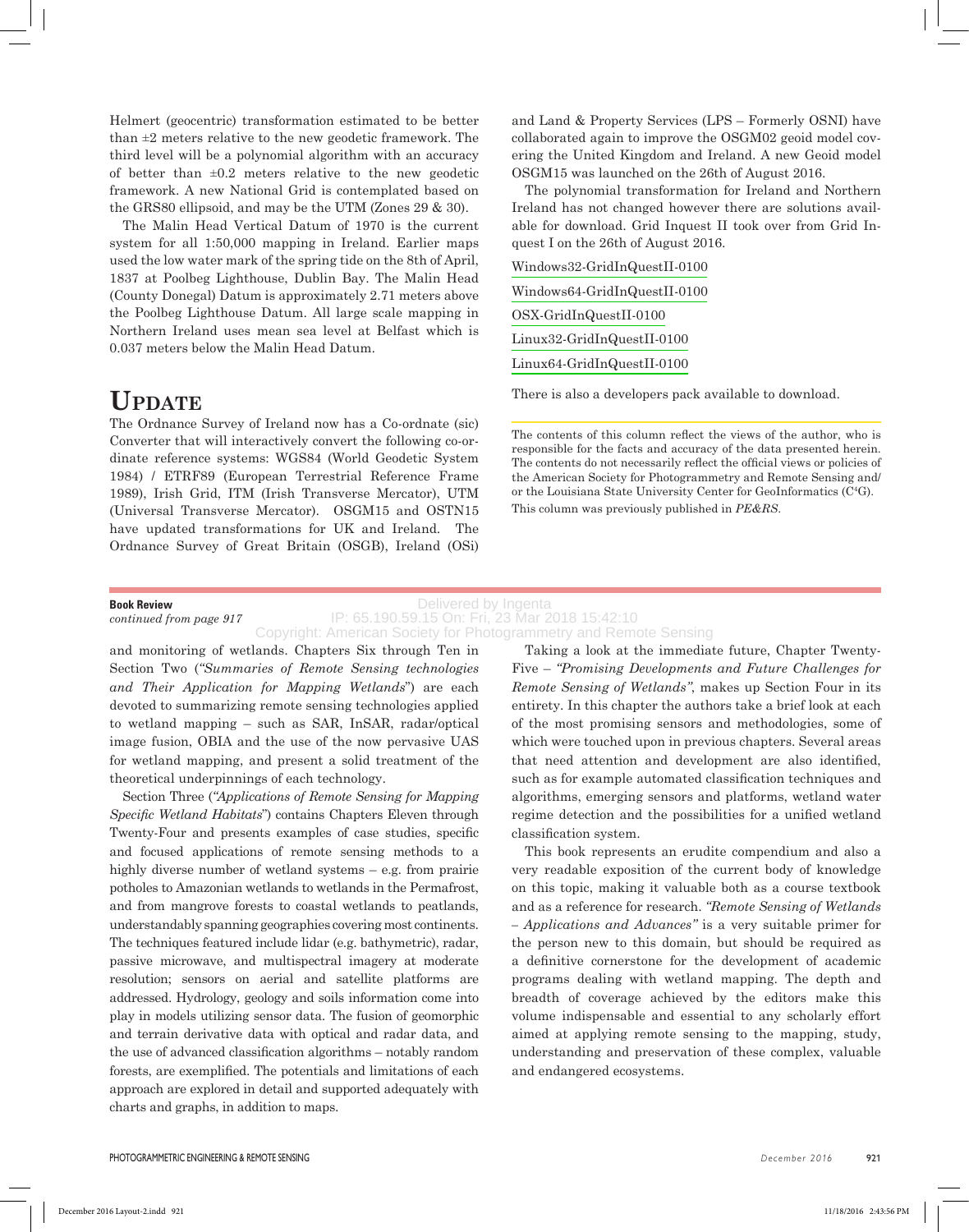Helmert (geocentric) transformation estimated to be better than ±2 meters relative to the new geodetic framework. The third level will be a polynomial algorithm with an accuracy of better than ±0.2 meters relative to the new geodetic framework. A new National Grid is contemplated based on the GRS80 ellipsoid, and may be the UTM (Zones 29 & 30).

The Malin Head Vertical Datum of 1970 is the current system for all 1:50,000 mapping in Ireland. Earlier maps used the low water mark of the spring tide on the 8th of April, 1837 at Poolbeg Lighthouse, Dublin Bay. The Malin Head (County Donegal) Datum is approximately 2.71 meters above the Poolbeg Lighthouse Datum. All large scale mapping in Northern Ireland uses mean sea level at Belfast which is 0.037 meters below the Malin Head Datum.

# Update

The Ordnance Survey of Ireland now has a Co-ordnate (sic) Converter that will interactively convert the following co-ordinate reference systems: WGS84 (World Geodetic System 1984) / ETRF89 (European Terrestrial Reference Frame 1989), Irish Grid, ITM (Irish Transverse Mercator), UTM (Universal Transverse Mercator). OSGM15 and OSTN15 have updated transformations for UK and Ireland. The Ordnance Survey of Great Britain (OSGB), Ireland (OSi) and Land & Property Services (LPS – Formerly OSNI) have collaborated again to improve the OSGM02 geoid model covering the United Kingdom and Ireland. A new Geoid model OSGM15 was launched on the 26th of August 2016.

The polynomial transformation for Ireland and Northern Ireland has not changed however there are solutions available for download. Grid Inquest II took over from Grid Inquest I on the 26th of August 2016.

Windows32-GridInQuestII-0100

Windows64-GridInQuestII-0100

OSX-GridInQuestII-0100

Linux32-GridInQuestII-0100

Linux64-GridInQuestII-0100

There is also a developers pack available to download.

The contents of this column reflect the views of the author, who is responsible for the facts and accuracy of the data presented herein. The contents do not necessarily reflect the official views or policies of the American Society for Photogrammetry and Remote Sensing and/or the Louisiana State University Center for GeoInformatics (C[4]G).

This column was previously published in *PE&RS*.

**Book Review**

*continued from page 917*

and monitoring of wetlands. Chapters Six through Ten in Section Two (*"Summaries of Remote Sensing technologies and Their Application for Mapping Wetlands*") are each devoted to summarizing remote sensing technologies applied to wetland mapping – such as SAR, InSAR, radar/optical image fusion, OBIA and the use of the now pervasive UAS for wetland mapping, and present a solid treatment of the theoretical underpinnings of each technology.

Section Three (*"Applications of Remote Sensing for Mapping Specific Wetland Habitats*") contains Chapters Eleven through Twenty-Four and presents examples of case studies, specific and focused applications of remote sensing methods to a highly diverse number of wetland systems – e.g. from prairie potholes to Amazonian wetlands to wetlands in the Permafrost, and from mangrove forests to coastal wetlands to peatlands, understandably spanning geographies covering most continents. The techniques featured include lidar (e.g. bathymetric), radar, passive microwave, and multispectral imagery at moderate resolution; sensors on aerial and satellite platforms are addressed. Hydrology, geology and soils information come into play in models utilizing sensor data. The fusion of geomorphic and terrain derivative data with optical and radar data, and the use of advanced classification algorithms – notably random forests, are exemplified. The potentials and limitations of each approach are explored in detail and supported adequately with charts and graphs, in addition to maps.

Taking a look at the immediate future, Chapter Twenty-Five – *"Promising Developments and Future Challenges for Remote Sensing of Wetlands"*, makes up Section Four in its entirety. In this chapter the authors take a brief look at each of the most promising sensors and methodologies, some of which were touched upon in previous chapters. Several areas that need attention and development are also identified, such as for example automated classification techniques and algorithms, emerging sensors and platforms, wetland water regime detection and the possibilities for a unified wetland classification system.

This book represents an erudite compendium and also a very readable exposition of the current body of knowledge on this topic, making it valuable both as a course textbook and as a reference for research. *"Remote Sensing of Wetlands – Applications and Advances"* is a very suitable primer for the person new to this domain, but should be required as a definitive cornerstone for the development of academic programs dealing with wetland mapping. The depth and breadth of coverage achieved by the editors make this volume indispensable and essential to any scholarly effort aimed at applying remote sensing to the mapping, study, understanding and preservation of these complex, valuable and endangered ecosystems.